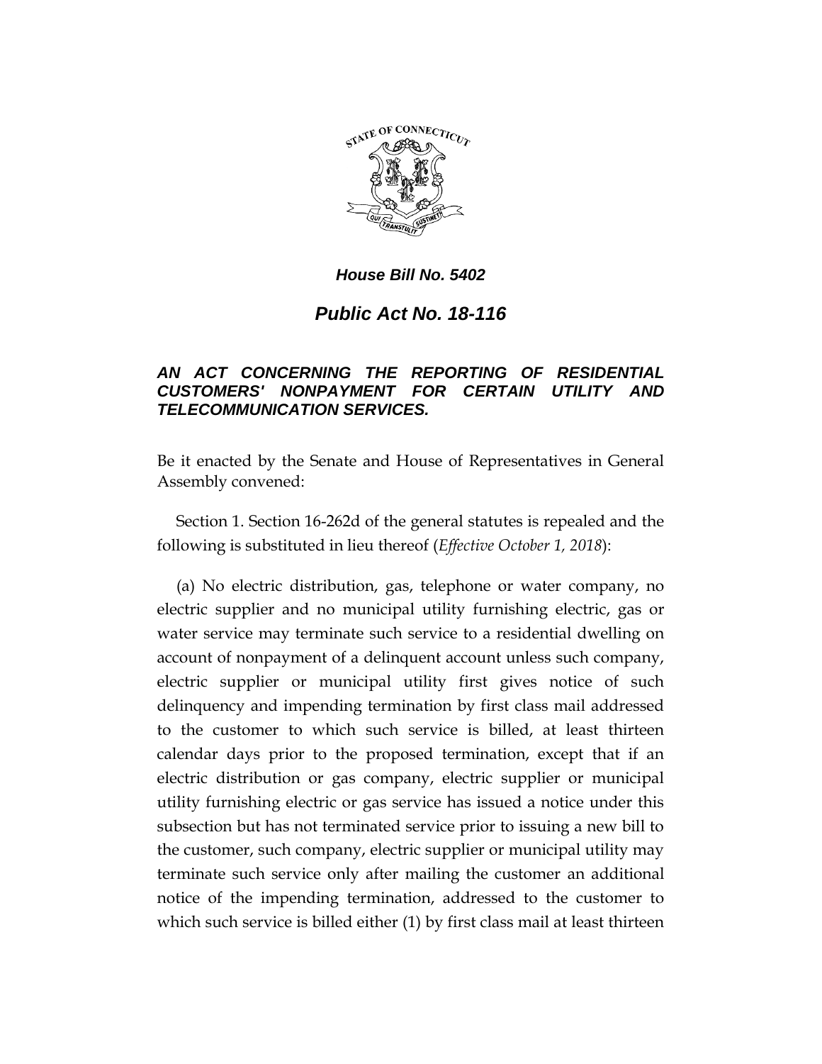*House Bill No. 5402*

# *Public Act No. 18-116*

## *AN ACT CONCERNING THE REPORTING OF RESIDENTIAL CUSTOMERS' NONPAYMENT FOR CERTAIN UTILITY AND TELECOMMUNICATION SERVICES.*

Be it enacted by the Senate and House of Representatives in General Assembly convened:

Section 1. Section 16-262d of the general statutes is repealed and the following is substituted in lieu thereof (*Effective October 1, 2018*):

(a) No electric distribution, gas, telephone or water company, no electric supplier and no municipal utility furnishing electric, gas or water service may terminate such service to a residential dwelling on account of nonpayment of a delinquent account unless such company, electric supplier or municipal utility first gives notice of such delinquency and impending termination by first class mail addressed to the customer to which such service is billed, at least thirteen calendar days prior to the proposed termination, except that if an electric distribution or gas company, electric supplier or municipal utility furnishing electric or gas service has issued a notice under this subsection but has not terminated service prior to issuing a new bill to the customer, such company, electric supplier or municipal utility may terminate such service only after mailing the customer an additional notice of the impending termination, addressed to the customer to which such service is billed either (1) by first class mail at least thirteen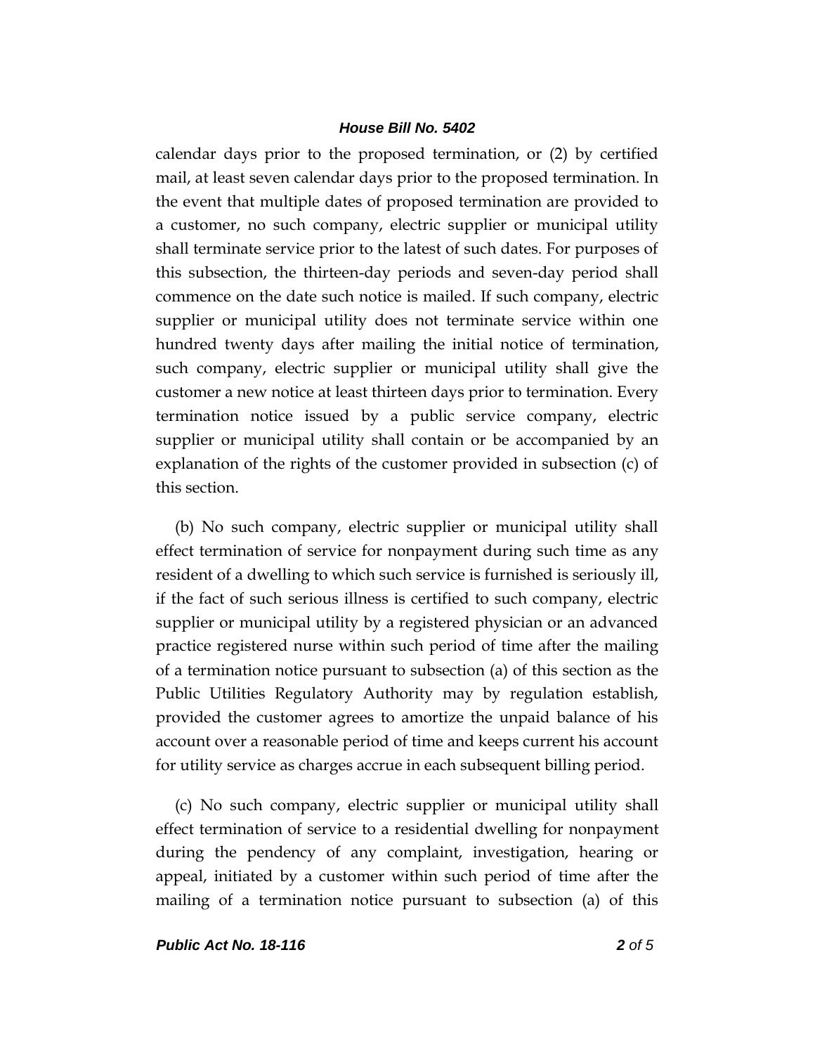calendar days prior to the proposed termination, or (2) by certified mail, at least seven calendar days prior to the proposed termination. In the event that multiple dates of proposed termination are provided to a customer, no such company, electric supplier or municipal utility shall terminate service prior to the latest of such dates. For purposes of this subsection, the thirteen-day periods and seven-day period shall commence on the date such notice is mailed. If such company, electric supplier or municipal utility does not terminate service within one hundred twenty days after mailing the initial notice of termination, such company, electric supplier or municipal utility shall give the customer a new notice at least thirteen days prior to termination. Every termination notice issued by a public service company, electric supplier or municipal utility shall contain or be accompanied by an explanation of the rights of the customer provided in subsection (c) of this section.

(b) No such company, electric supplier or municipal utility shall effect termination of service for nonpayment during such time as any resident of a dwelling to which such service is furnished is seriously ill, if the fact of such serious illness is certified to such company, electric supplier or municipal utility by a registered physician or an advanced practice registered nurse within such period of time after the mailing of a termination notice pursuant to subsection (a) of this section as the Public Utilities Regulatory Authority may by regulation establish, provided the customer agrees to amortize the unpaid balance of his account over a reasonable period of time and keeps current his account for utility service as charges accrue in each subsequent billing period.

(c) No such company, electric supplier or municipal utility shall effect termination of service to a residential dwelling for nonpayment during the pendency of any complaint, investigation, hearing or appeal, initiated by a customer within such period of time after the mailing of a termination notice pursuant to subsection (a) of this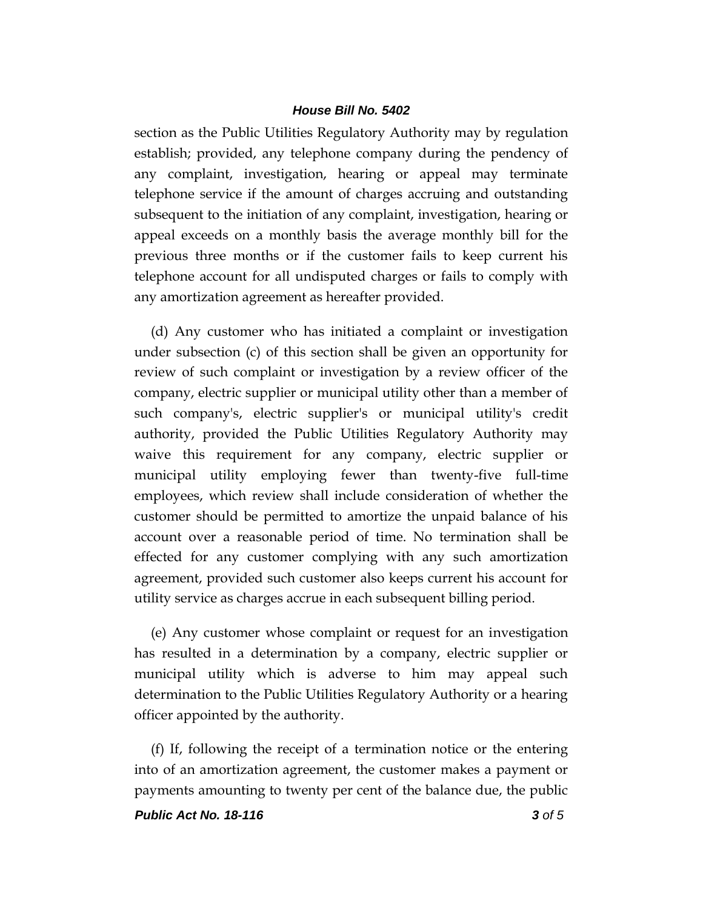section as the Public Utilities Regulatory Authority may by regulation establish; provided, any telephone company during the pendency of any complaint, investigation, hearing or appeal may terminate telephone service if the amount of charges accruing and outstanding subsequent to the initiation of any complaint, investigation, hearing or appeal exceeds on a monthly basis the average monthly bill for the previous three months or if the customer fails to keep current his telephone account for all undisputed charges or fails to comply with any amortization agreement as hereafter provided.

(d) Any customer who has initiated a complaint or investigation under subsection (c) of this section shall be given an opportunity for review of such complaint or investigation by a review officer of the company, electric supplier or municipal utility other than a member of such company's, electric supplier's or municipal utility's credit authority, provided the Public Utilities Regulatory Authority may waive this requirement for any company, electric supplier or municipal utility employing fewer than twenty-five full-time employees, which review shall include consideration of whether the customer should be permitted to amortize the unpaid balance of his account over a reasonable period of time. No termination shall be effected for any customer complying with any such amortization agreement, provided such customer also keeps current his account for utility service as charges accrue in each subsequent billing period.

(e) Any customer whose complaint or request for an investigation has resulted in a determination by a company, electric supplier or municipal utility which is adverse to him may appeal such determination to the Public Utilities Regulatory Authority or a hearing officer appointed by the authority.

(f) If, following the receipt of a termination notice or the entering into of an amortization agreement, the customer makes a payment or payments amounting to twenty per cent of the balance due, the public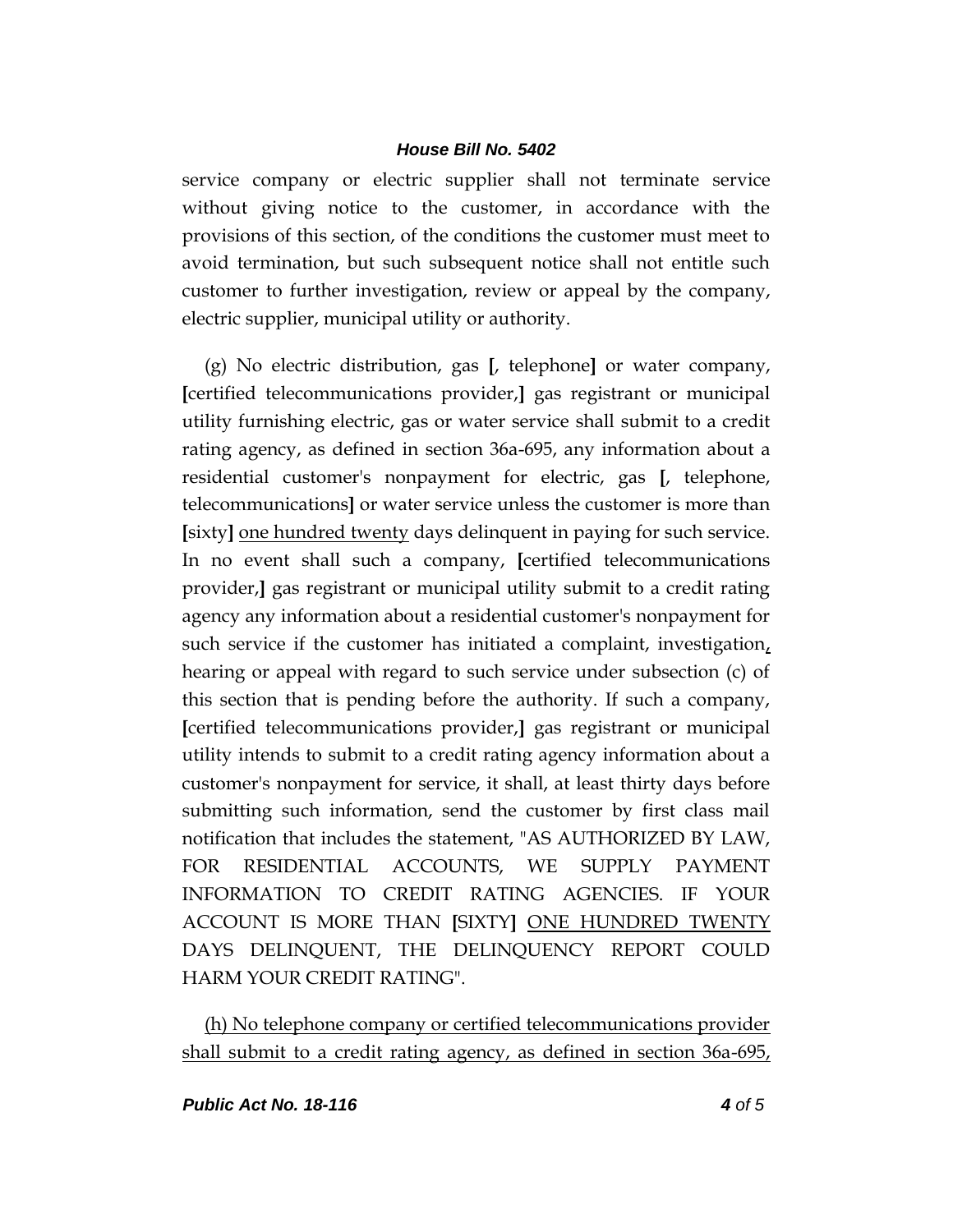service company or electric supplier shall not terminate service without giving notice to the customer, in accordance with the provisions of this section, of the conditions the customer must meet to avoid termination, but such subsequent notice shall not entitle such customer to further investigation, review or appeal by the company, electric supplier, municipal utility or authority.

(g) No electric distribution, gas **[**, telephone**]** or water company, **[**certified telecommunications provider,**]** gas registrant or municipal utility furnishing electric, gas or water service shall submit to a credit rating agency, as defined in section 36a-695, any information about a residential customer's nonpayment for electric, gas **[**, telephone, telecommunications**]** or water service unless the customer is more than **[**sixty**]** <u>one hundred twenty</u> days delinquent in paying for such service. In no event shall such a company, **[**certified telecommunications provider,**]** gas registrant or municipal utility submit to a credit rating agency any information about a residential customer's nonpayment for such service if the customer has initiated a complaint, investigation<u>,</u> hearing or appeal with regard to such service under subsection (c) of this section that is pending before the authority. If such a company, **[**certified telecommunications provider,**]** gas registrant or municipal utility intends to submit to a credit rating agency information about a customer's nonpayment for service, it shall, at least thirty days before submitting such information, send the customer by first class mail notification that includes the statement, "AS AUTHORIZED BY LAW, FOR RESIDENTIAL ACCOUNTS, WE SUPPLY PAYMENT INFORMATION TO CREDIT RATING AGENCIES. IF YOUR ACCOUNT IS MORE THAN **[**SIXTY**]** <u>ONE HUNDRED TWENTY</u> DAYS DELINQUENT, THE DELINQUENCY REPORT COULD HARM YOUR CREDIT RATING".

<u>(h) No telephone company or certified telecommunications provider shall submit to a credit rating agency, as defined in section 36a-695,</u>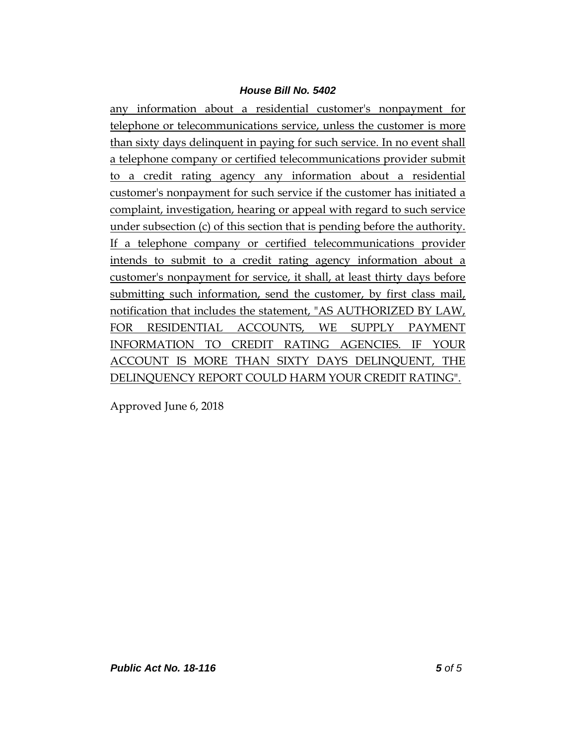any information about a residential customer's nonpayment for telephone or telecommunications service, unless the customer is more than sixty days delinquent in paying for such service. In no event shall a telephone company or certified telecommunications provider submit to a credit rating agency any information about a residential customer's nonpayment for such service if the customer has initiated a complaint, investigation, hearing or appeal with regard to such service under subsection (c) of this section that is pending before the authority. If a telephone company or certified telecommunications provider intends to submit to a credit rating agency information about a customer's nonpayment for service, it shall, at least thirty days before submitting such information, send the customer, by first class mail, notification that includes the statement, "AS AUTHORIZED BY LAW, FOR RESIDENTIAL ACCOUNTS, WE SUPPLY PAYMENT INFORMATION TO CREDIT RATING AGENCIES. IF YOUR ACCOUNT IS MORE THAN SIXTY DAYS DELINQUENT, THE DELINQUENCY REPORT COULD HARM YOUR CREDIT RATING".

Approved June 6, 2018